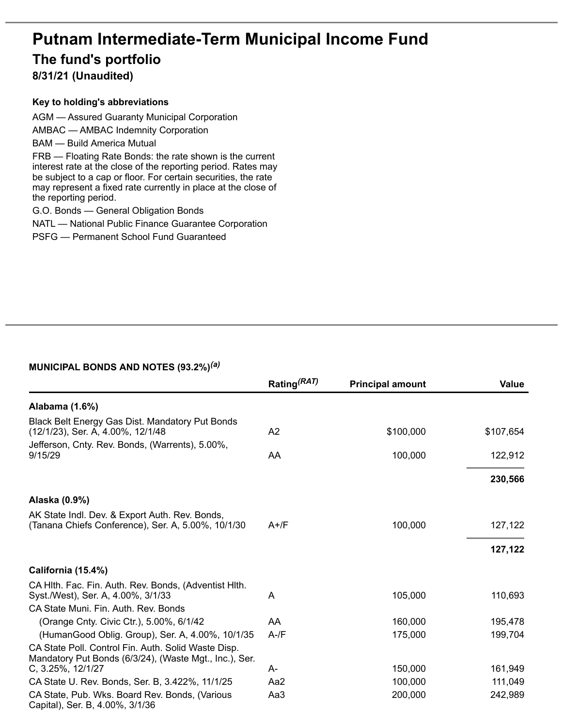# Putnam Intermediate-Term Municipal Income Fund

## The fund's portfolio

**8/31/21 (Unaudited)**

**Key to holding's abbreviations**

AGM — Assured Guaranty Municipal Corporation
AMBAC — AMBAC Indemnity Corporation
BAM — Build America Mutual
FRB — Floating Rate Bonds: the rate shown is the current interest rate at the close of the reporting period. Rates may be subject to a cap or floor. For certain securities, the rate may represent a fixed rate currently in place at the close of the reporting period.
G.O. Bonds — General Obligation Bonds
NATL — National Public Finance Guarantee Corporation
PSFG — Permanent School Fund Guaranteed

**MUNICIPAL BONDS AND NOTES (93.2%)[(a)]**

| | Rating[(RAT)] | Principal amount | Value |
|---|---|---|---|
| **Alabama (1.6%)** | | | |
| Black Belt Energy Gas Dist. Mandatory Put Bonds (12/1/23), Ser. A, 4.00%, 12/1/48 | A2 | $100,000 | $107,654 |
| Jefferson, Cnty. Rev. Bonds, (Warrents), 5.00%, 9/15/29 | AA | 100,000 | 122,912 |
| | | | **230,566** |
| **Alaska (0.9%)** | | | |
| AK State Indl. Dev. & Export Auth. Rev. Bonds, (Tanana Chiefs Conference), Ser. A, 5.00%, 10/1/30 | A+/F | 100,000 | 127,122 |
| | | | **127,122** |
| **California (15.4%)** | | | |
| CA Hlth. Fac. Fin. Auth. Rev. Bonds, (Adventist Hlth. Syst./West), Ser. A, 4.00%, 3/1/33 | A | 105,000 | 110,693 |
| CA State Muni. Fin. Auth. Rev. Bonds | | | |
| (Orange Cnty. Civic Ctr.), 5.00%, 6/1/42 | AA | 160,000 | 195,478 |
| (HumanGood Oblig. Group), Ser. A, 4.00%, 10/1/35 | A-/F | 175,000 | 199,704 |
| CA State Poll. Control Fin. Auth. Solid Waste Disp. Mandatory Put Bonds (6/3/24), (Waste Mgt., Inc.), Ser. C, 3.25%, 12/1/27 | A- | 150,000 | 161,949 |
| CA State U. Rev. Bonds, Ser. B, 3.422%, 11/1/25 | Aa2 | 100,000 | 111,049 |
| CA State, Pub. Wks. Board Rev. Bonds, (Various Capital), Ser. B, 4.00%, 3/1/36 | Aa3 | 200,000 | 242,989 |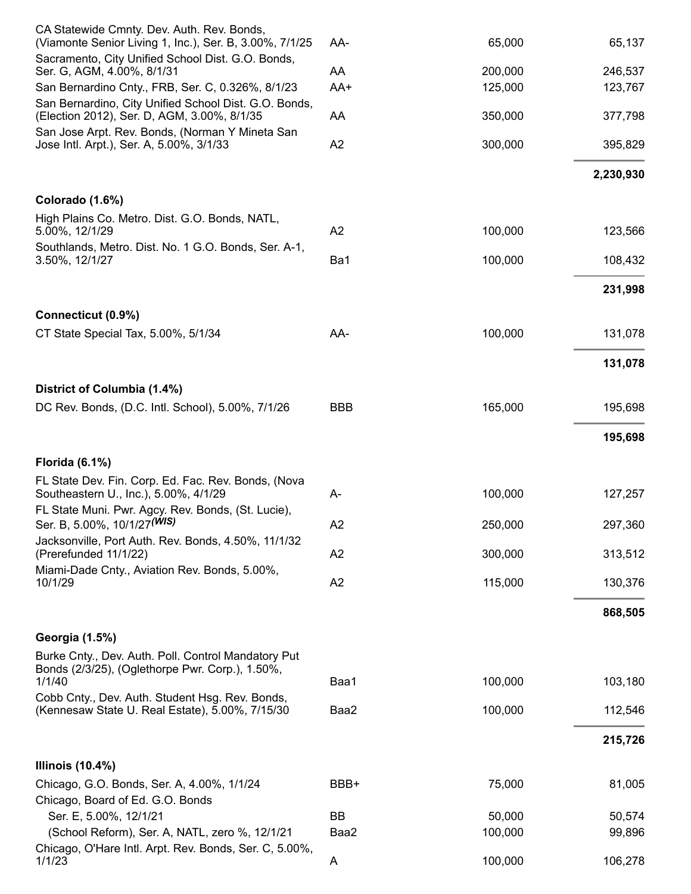| | | | |
|---|---|---|---|
| CA Statewide Cmnty. Dev. Auth. Rev. Bonds, (Viamonte Senior Living 1, Inc.), Ser. B, 3.00%, 7/1/25 | AA- | 65,000 | 65,137 |
| Sacramento, City Unified School Dist. G.O. Bonds, Ser. G, AGM, 4.00%, 8/1/31 | AA | 200,000 | 246,537 |
| San Bernardino Cnty., FRB, Ser. C, 0.326%, 8/1/23 | AA+ | 125,000 | 123,767 |
| San Bernardino, City Unified School Dist. G.O. Bonds, (Election 2012), Ser. D, AGM, 3.00%, 8/1/35 | AA | 350,000 | 377,798 |
| San Jose Arpt. Rev. Bonds, (Norman Y Mineta San Jose Intl. Arpt.), Ser. A, 5.00%, 3/1/33 | A2 | 300,000 | 395,829 |
| | | | **2,230,930** |
| **Colorado (1.6%)** | | | |
| High Plains Co. Metro. Dist. G.O. Bonds, NATL, 5.00%, 12/1/29 | A2 | 100,000 | 123,566 |
| Southlands, Metro. Dist. No. 1 G.O. Bonds, Ser. A-1, 3.50%, 12/1/27 | Ba1 | 100,000 | 108,432 |
| | | | **231,998** |
| **Connecticut (0.9%)** | | | |
| CT State Special Tax, 5.00%, 5/1/34 | AA- | 100,000 | 131,078 |
| | | | **131,078** |
| **District of Columbia (1.4%)** | | | |
| DC Rev. Bonds, (D.C. Intl. School), 5.00%, 7/1/26 | BBB | 165,000 | 195,698 |
| | | | **195,698** |
| **Florida (6.1%)** | | | |
| FL State Dev. Fin. Corp. Ed. Fac. Rev. Bonds, (Nova Southeastern U., Inc.), 5.00%, 4/1/29 | A- | 100,000 | 127,257 |
| FL State Muni. Pwr. Agcy. Rev. Bonds, (St. Lucie), Ser. B, 5.00%, 10/1/27 ***(WIS)*** | A2 | 250,000 | 297,360 |
| Jacksonville, Port Auth. Rev. Bonds, 4.50%, 11/1/32 (Prerefunded 11/1/22) | A2 | 300,000 | 313,512 |
| Miami-Dade Cnty., Aviation Rev. Bonds, 5.00%, 10/1/29 | A2 | 115,000 | 130,376 |
| | | | **868,505** |
| **Georgia (1.5%)** | | | |
| Burke Cnty., Dev. Auth. Poll. Control Mandatory Put Bonds (2/3/25), (Oglethorpe Pwr. Corp.), 1.50%, 1/1/40 | Baa1 | 100,000 | 103,180 |
| Cobb Cnty., Dev. Auth. Student Hsg. Rev. Bonds, (Kennesaw State U. Real Estate), 5.00%, 7/15/30 | Baa2 | 100,000 | 112,546 |
| | | | **215,726** |
| **Illinois (10.4%)** | | | |
| Chicago, G.O. Bonds, Ser. A, 4.00%, 1/1/24 | BBB+ | 75,000 | 81,005 |
| Chicago, Board of Ed. G.O. Bonds | | | |
| Ser. E, 5.00%, 12/1/21 | BB | 50,000 | 50,574 |
| (School Reform), Ser. A, NATL, zero %, 12/1/21 | Baa2 | 100,000 | 99,896 |
| Chicago, O'Hare Intl. Arpt. Rev. Bonds, Ser. C, 5.00%, 1/1/23 | A | 100,000 | 106,278 |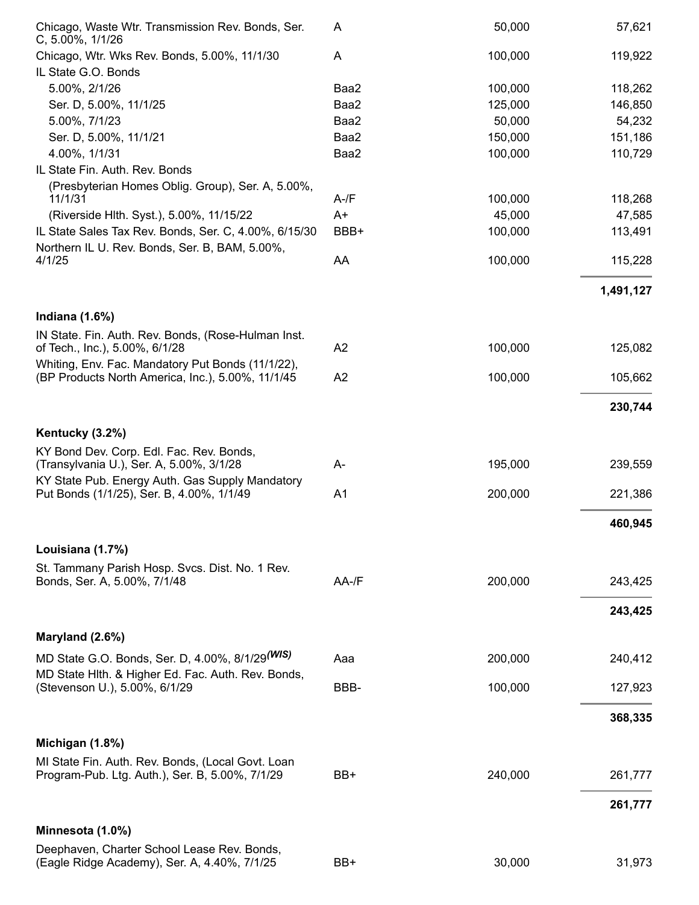| | | | |
|---|---|---|---|
| Chicago, Waste Wtr. Transmission Rev. Bonds, Ser. C, 5.00%, 1/1/26 | A | 50,000 | 57,621 |
| Chicago, Wtr. Wks Rev. Bonds, 5.00%, 11/1/30 | A | 100,000 | 119,922 |
| IL State G.O. Bonds | | | |
| 5.00%, 2/1/26 | Baa2 | 100,000 | 118,262 |
| Ser. D, 5.00%, 11/1/25 | Baa2 | 125,000 | 146,850 |
| 5.00%, 7/1/23 | Baa2 | 50,000 | 54,232 |
| Ser. D, 5.00%, 11/1/21 | Baa2 | 150,000 | 151,186 |
| 4.00%, 1/1/31 | Baa2 | 100,000 | 110,729 |
| IL State Fin. Auth. Rev. Bonds | | | |
| (Presbyterian Homes Oblig. Group), Ser. A, 5.00%, 11/1/31 | A-/F | 100,000 | 118,268 |
| (Riverside Hlth. Syst.), 5.00%, 11/15/22 | A+ | 45,000 | 47,585 |
| IL State Sales Tax Rev. Bonds, Ser. C, 4.00%, 6/15/30 | BBB+ | 100,000 | 113,491 |
| Northern IL U. Rev. Bonds, Ser. B, BAM, 5.00%, 4/1/25 | AA | 100,000 | 115,228 |
| | | | **1,491,127** |
| **Indiana (1.6%)** | | | |
| IN State. Fin. Auth. Rev. Bonds, (Rose-Hulman Inst. of Tech., Inc.), 5.00%, 6/1/28 | A2 | 100,000 | 125,082 |
| Whiting, Env. Fac. Mandatory Put Bonds (11/1/22), (BP Products North America, Inc.), 5.00%, 11/1/45 | A2 | 100,000 | 105,662 |
| | | | **230,744** |
| **Kentucky (3.2%)** | | | |
| KY Bond Dev. Corp. Edl. Fac. Rev. Bonds, (Transylvania U.), Ser. A, 5.00%, 3/1/28 | A- | 195,000 | 239,559 |
| KY State Pub. Energy Auth. Gas Supply Mandatory Put Bonds (1/1/25), Ser. B, 4.00%, 1/1/49 | A1 | 200,000 | 221,386 |
| | | | **460,945** |
| **Louisiana (1.7%)** | | | |
| St. Tammany Parish Hosp. Svcs. Dist. No. 1 Rev. Bonds, Ser. A, 5.00%, 7/1/48 | AA-/F | 200,000 | 243,425 |
| | | | **243,425** |
| **Maryland (2.6%)** | | | |
| MD State G.O. Bonds, Ser. D, 4.00%, 8/1/29 *(WIS)* | Aaa | 200,000 | 240,412 |
| MD State Hlth. & Higher Ed. Fac. Auth. Rev. Bonds, (Stevenson U.), 5.00%, 6/1/29 | BBB- | 100,000 | 127,923 |
| | | | **368,335** |
| **Michigan (1.8%)** | | | |
| MI State Fin. Auth. Rev. Bonds, (Local Govt. Loan Program-Pub. Ltg. Auth.), Ser. B, 5.00%, 7/1/29 | BB+ | 240,000 | 261,777 |
| | | | **261,777** |
| **Minnesota (1.0%)** | | | |
| Deephaven, Charter School Lease Rev. Bonds, (Eagle Ridge Academy), Ser. A, 4.40%, 7/1/25 | BB+ | 30,000 | 31,973 |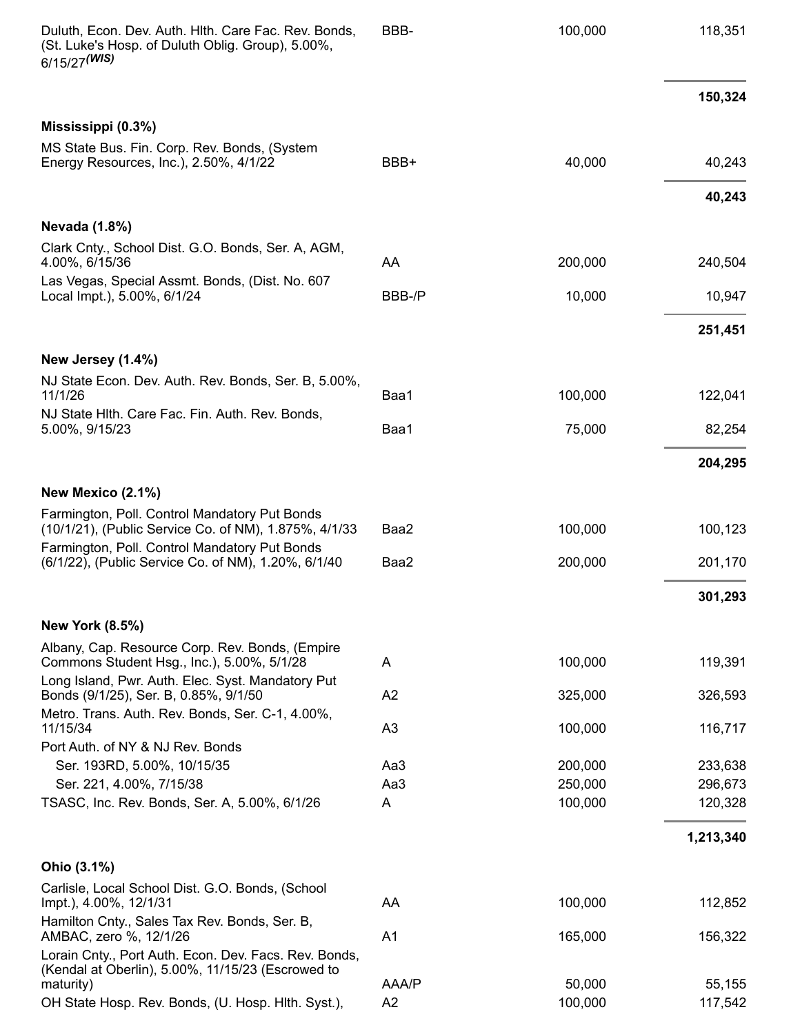| | | | |
|---|---|---|---|
| Duluth, Econ. Dev. Auth. Hlth. Care Fac. Rev. Bonds, (St. Luke's Hosp. of Duluth Oblig. Group), 5.00%, 6/15/27 *(WIS)* | BBB- | 100,000 | 118,351 |
| | | | **150,324** |
| **Mississippi (0.3%)** | | | |
| MS State Bus. Fin. Corp. Rev. Bonds, (System Energy Resources, Inc.), 2.50%, 4/1/22 | BBB+ | 40,000 | 40,243 |
| | | | **40,243** |
| **Nevada (1.8%)** | | | |
| Clark Cnty., School Dist. G.O. Bonds, Ser. A, AGM, 4.00%, 6/15/36 | AA | 200,000 | 240,504 |
| Las Vegas, Special Assmt. Bonds, (Dist. No. 607 Local Impt.), 5.00%, 6/1/24 | BBB-/P | 10,000 | 10,947 |
| | | | **251,451** |
| **New Jersey (1.4%)** | | | |
| NJ State Econ. Dev. Auth. Rev. Bonds, Ser. B, 5.00%, 11/1/26 | Baa1 | 100,000 | 122,041 |
| NJ State Hlth. Care Fac. Fin. Auth. Rev. Bonds, 5.00%, 9/15/23 | Baa1 | 75,000 | 82,254 |
| | | | **204,295** |
| **New Mexico (2.1%)** | | | |
| Farmington, Poll. Control Mandatory Put Bonds (10/1/21), (Public Service Co. of NM), 1.875%, 4/1/33 | Baa2 | 100,000 | 100,123 |
| Farmington, Poll. Control Mandatory Put Bonds (6/1/22), (Public Service Co. of NM), 1.20%, 6/1/40 | Baa2 | 200,000 | 201,170 |
| | | | **301,293** |
| **New York (8.5%)** | | | |
| Albany, Cap. Resource Corp. Rev. Bonds, (Empire Commons Student Hsg., Inc.), 5.00%, 5/1/28 | A | 100,000 | 119,391 |
| Long Island, Pwr. Auth. Elec. Syst. Mandatory Put Bonds (9/1/25), Ser. B, 0.85%, 9/1/50 | A2 | 325,000 | 326,593 |
| Metro. Trans. Auth. Rev. Bonds, Ser. C-1, 4.00%, 11/15/34 | A3 | 100,000 | 116,717 |
| Port Auth. of NY & NJ Rev. Bonds | | | |
| Ser. 193RD, 5.00%, 10/15/35 | Aa3 | 200,000 | 233,638 |
| Ser. 221, 4.00%, 7/15/38 | Aa3 | 250,000 | 296,673 |
| TSASC, Inc. Rev. Bonds, Ser. A, 5.00%, 6/1/26 | A | 100,000 | 120,328 |
| | | | **1,213,340** |
| **Ohio (3.1%)** | | | |
| Carlisle, Local School Dist. G.O. Bonds, (School Impt.), 4.00%, 12/1/31 | AA | 100,000 | 112,852 |
| Hamilton Cnty., Sales Tax Rev. Bonds, Ser. B, AMBAC, zero %, 12/1/26 | A1 | 165,000 | 156,322 |
| Lorain Cnty., Port Auth. Econ. Dev. Facs. Rev. Bonds, (Kendal at Oberlin), 5.00%, 11/15/23 (Escrowed to maturity) | AAA/P | 50,000 | 55,155 |
| OH State Hosp. Rev. Bonds, (U. Hosp. Hlth. Syst.), | A2 | 100,000 | 117,542 |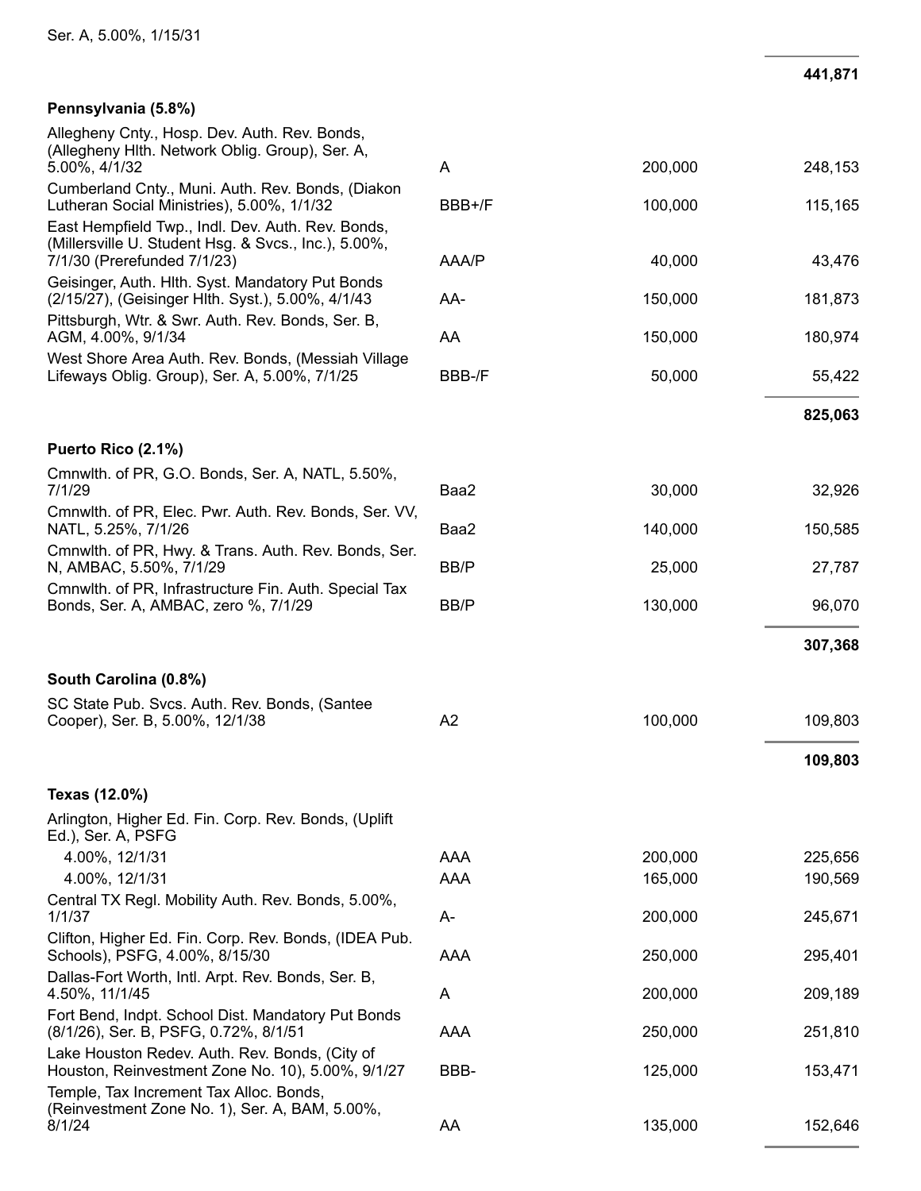| | | | |
|---|---|---|---|
| Ser. A, 5.00%, 1/15/31 | | | |
| | | | **441,871** |
| **Pennsylvania (5.8%)** | | | |
| Allegheny Cnty., Hosp. Dev. Auth. Rev. Bonds, (Allegheny Hlth. Network Oblig. Group), Ser. A, 5.00%, 4/1/32 | A | 200,000 | 248,153 |
| Cumberland Cnty., Muni. Auth. Rev. Bonds, (Diakon Lutheran Social Ministries), 5.00%, 1/1/32 | BBB+/F | 100,000 | 115,165 |
| East Hempfield Twp., Indl. Dev. Auth. Rev. Bonds, (Millersville U. Student Hsg. & Svcs., Inc.), 5.00%, 7/1/30 (Prerefunded 7/1/23) | AAA/P | 40,000 | 43,476 |
| Geisinger, Auth. Hlth. Syst. Mandatory Put Bonds (2/15/27), (Geisinger Hlth. Syst.), 5.00%, 4/1/43 | AA- | 150,000 | 181,873 |
| Pittsburgh, Wtr. & Swr. Auth. Rev. Bonds, Ser. B, AGM, 4.00%, 9/1/34 | AA | 150,000 | 180,974 |
| West Shore Area Auth. Rev. Bonds, (Messiah Village Lifeways Oblig. Group), Ser. A, 5.00%, 7/1/25 | BBB-/F | 50,000 | 55,422 |
| | | | **825,063** |
| **Puerto Rico (2.1%)** | | | |
| Cmnwlth. of PR, G.O. Bonds, Ser. A, NATL, 5.50%, 7/1/29 | Baa2 | 30,000 | 32,926 |
| Cmnwlth. of PR, Elec. Pwr. Auth. Rev. Bonds, Ser. VV, NATL, 5.25%, 7/1/26 | Baa2 | 140,000 | 150,585 |
| Cmnwlth. of PR, Hwy. & Trans. Auth. Rev. Bonds, Ser. N, AMBAC, 5.50%, 7/1/29 | BB/P | 25,000 | 27,787 |
| Cmnwlth. of PR, Infrastructure Fin. Auth. Special Tax Bonds, Ser. A, AMBAC, zero %, 7/1/29 | BB/P | 130,000 | 96,070 |
| | | | **307,368** |
| **South Carolina (0.8%)** | | | |
| SC State Pub. Svcs. Auth. Rev. Bonds, (Santee Cooper), Ser. B, 5.00%, 12/1/38 | A2 | 100,000 | 109,803 |
| | | | **109,803** |
| **Texas (12.0%)** | | | |
| Arlington, Higher Ed. Fin. Corp. Rev. Bonds, (Uplift Ed.), Ser. A, PSFG | | | |
| 4.00%, 12/1/31 | AAA | 200,000 | 225,656 |
| 4.00%, 12/1/31 | AAA | 165,000 | 190,569 |
| Central TX Regl. Mobility Auth. Rev. Bonds, 5.00%, 1/1/37 | A- | 200,000 | 245,671 |
| Clifton, Higher Ed. Fin. Corp. Rev. Bonds, (IDEA Pub. Schools), PSFG, 4.00%, 8/15/30 | AAA | 250,000 | 295,401 |
| Dallas-Fort Worth, Intl. Arpt. Rev. Bonds, Ser. B, 4.50%, 11/1/45 | A | 200,000 | 209,189 |
| Fort Bend, Indpt. School Dist. Mandatory Put Bonds (8/1/26), Ser. B, PSFG, 0.72%, 8/1/51 | AAA | 250,000 | 251,810 |
| Lake Houston Redev. Auth. Rev. Bonds, (City of Houston, Reinvestment Zone No. 10), 5.00%, 9/1/27 | BBB- | 125,000 | 153,471 |
| Temple, Tax Increment Tax Alloc. Bonds, (Reinvestment Zone No. 1), Ser. A, BAM, 5.00%, 8/1/24 | AA | 135,000 | 152,646 |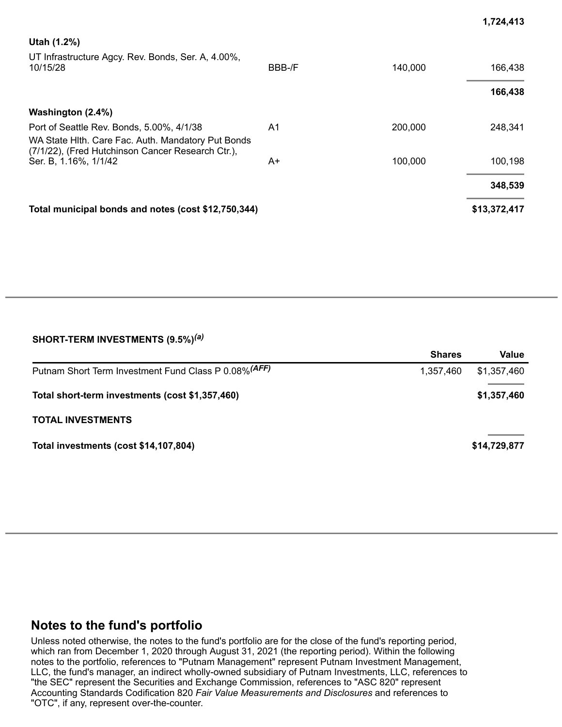| | | | |
|---|---|---|---|
| | | | **1,724,413** |
| **Utah (1.2%)** | | | |
| UT Infrastructure Agcy. Rev. Bonds, Ser. A, 4.00%, 10/15/28 | BBB-/F | 140,000 | 166,438 |
| | | | **166,438** |
| **Washington (2.4%)** | | | |
| Port of Seattle Rev. Bonds, 5.00%, 4/1/38 | A1 | 200,000 | 248,341 |
| WA State Hlth. Care Fac. Auth. Mandatory Put Bonds (7/1/22), (Fred Hutchinson Cancer Research Ctr.), Ser. B, 1.16%, 1/1/42 | A+ | 100,000 | 100,198 |
| | | | **348,539** |
| **Total municipal bonds and notes (cost $12,750,344)** | | | **$13,372,417** |

**SHORT-TERM INVESTMENTS (9.5%)[(a)]**

| | Shares | Value |
|---|---|---|
| Putnam Short Term Investment Fund Class P 0.08%[(AFF)] | 1,357,460 | $1,357,460 |
| **Total short-term investments (cost $1,357,460)** | | **$1,357,460** |
| **TOTAL INVESTMENTS** | | |
| **Total investments (cost $14,107,804)** | | **$14,729,877** |

## Notes to the fund's portfolio

Unless noted otherwise, the notes to the fund's portfolio are for the close of the fund's reporting period, which ran from December 1, 2020 through August 31, 2021 (the reporting period). Within the following notes to the portfolio, references to "Putnam Management" represent Putnam Investment Management, LLC, the fund's manager, an indirect wholly-owned subsidiary of Putnam Investments, LLC, references to "the SEC" represent the Securities and Exchange Commission, references to "ASC 820" represent Accounting Standards Codification 820 *Fair Value Measurements and Disclosures* and references to "OTC", if any, represent over-the-counter.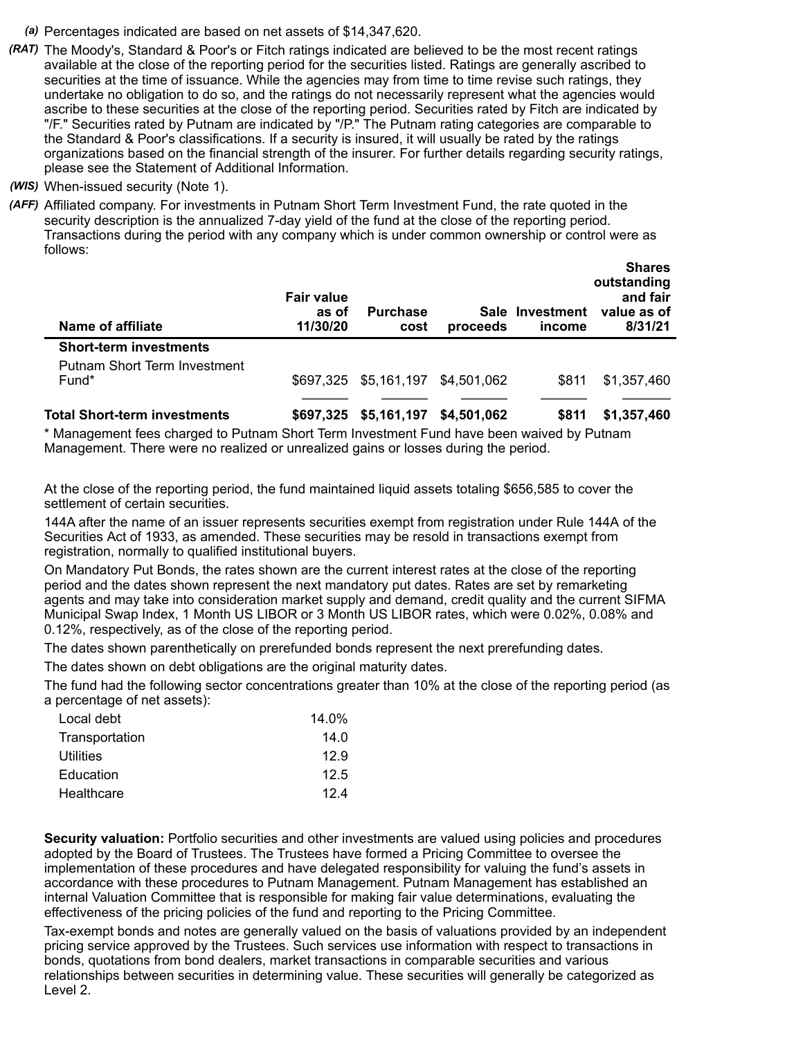*(a)* Percentages indicated are based on net assets of $14,347,620.

*(RAT)* The Moody's, Standard & Poor's or Fitch ratings indicated are believed to be the most recent ratings available at the close of the reporting period for the securities listed. Ratings are generally ascribed to securities at the time of issuance. While the agencies may from time to time revise such ratings, they undertake no obligation to do so, and the ratings do not necessarily represent what the agencies would ascribe to these securities at the close of the reporting period. Securities rated by Fitch are indicated by "/F." Securities rated by Putnam are indicated by "/P." The Putnam rating categories are comparable to the Standard & Poor's classifications. If a security is insured, it will usually be rated by the ratings organizations based on the financial strength of the insurer. For further details regarding security ratings, please see the Statement of Additional Information.

*(WIS)* When-issued security (Note 1).

*(AFF)* Affiliated company. For investments in Putnam Short Term Investment Fund, the rate quoted in the security description is the annualized 7-day yield of the fund at the close of the reporting period. Transactions during the period with any company which is under common ownership or control were as follows:

| Name of affiliate | Fair value as of 11/30/20 | Purchase cost | Sale proceeds | Investment income | Shares outstanding and fair value as of 8/31/21 |
|---|---|---|---|---|---|
| **Short-term investments** | | | | | |
| Putnam Short Term Investment Fund* | $697,325 | $5,161,197 | $4,501,062 | $811 | $1,357,460 |
| **Total Short-term investments** | **$697,325** | **$5,161,197** | **$4,501,062** | **$811** | **$1,357,460** |

\* Management fees charged to Putnam Short Term Investment Fund have been waived by Putnam Management. There were no realized or unrealized gains or losses during the period.

At the close of the reporting period, the fund maintained liquid assets totaling $656,585 to cover the settlement of certain securities.

144A after the name of an issuer represents securities exempt from registration under Rule 144A of the Securities Act of 1933, as amended. These securities may be resold in transactions exempt from registration, normally to qualified institutional buyers.

On Mandatory Put Bonds, the rates shown are the current interest rates at the close of the reporting period and the dates shown represent the next mandatory put dates. Rates are set by remarketing agents and may take into consideration market supply and demand, credit quality and the current SIFMA Municipal Swap Index, 1 Month US LIBOR or 3 Month US LIBOR rates, which were 0.02%, 0.08% and 0.12%, respectively, as of the close of the reporting period.

The dates shown parenthetically on prerefunded bonds represent the next prerefunding dates.

The dates shown on debt obligations are the original maturity dates.

The fund had the following sector concentrations greater than 10% at the close of the reporting period (as a percentage of net assets):

| | |
|---|---|
| Local debt | 14.0% |
| Transportation | 14.0 |
| Utilities | 12.9 |
| Education | 12.5 |
| Healthcare | 12.4 |

**Security valuation:** Portfolio securities and other investments are valued using policies and procedures adopted by the Board of Trustees. The Trustees have formed a Pricing Committee to oversee the implementation of these procedures and have delegated responsibility for valuing the fund's assets in accordance with these procedures to Putnam Management. Putnam Management has established an internal Valuation Committee that is responsible for making fair value determinations, evaluating the effectiveness of the pricing policies of the fund and reporting to the Pricing Committee.

Tax-exempt bonds and notes are generally valued on the basis of valuations provided by an independent pricing service approved by the Trustees. Such services use information with respect to transactions in bonds, quotations from bond dealers, market transactions in comparable securities and various relationships between securities in determining value. These securities will generally be categorized as Level 2.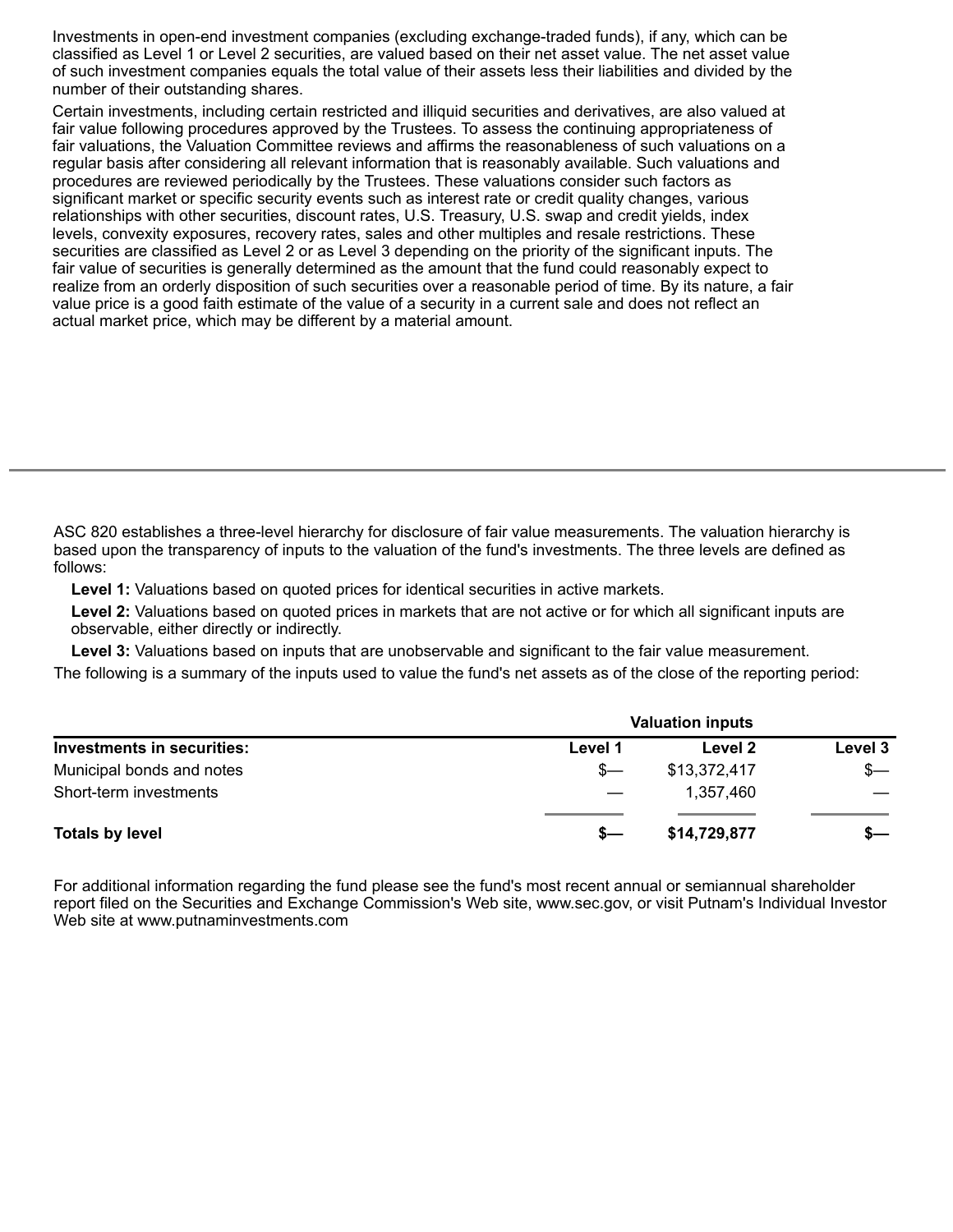Investments in open-end investment companies (excluding exchange-traded funds), if any, which can be classified as Level 1 or Level 2 securities, are valued based on their net asset value. The net asset value of such investment companies equals the total value of their assets less their liabilities and divided by the number of their outstanding shares.

Certain investments, including certain restricted and illiquid securities and derivatives, are also valued at fair value following procedures approved by the Trustees. To assess the continuing appropriateness of fair valuations, the Valuation Committee reviews and affirms the reasonableness of such valuations on a regular basis after considering all relevant information that is reasonably available. Such valuations and procedures are reviewed periodically by the Trustees. These valuations consider such factors as significant market or specific security events such as interest rate or credit quality changes, various relationships with other securities, discount rates, U.S. Treasury, U.S. swap and credit yields, index levels, convexity exposures, recovery rates, sales and other multiples and resale restrictions. These securities are classified as Level 2 or as Level 3 depending on the priority of the significant inputs. The fair value of securities is generally determined as the amount that the fund could reasonably expect to realize from an orderly disposition of such securities over a reasonable period of time. By its nature, a fair value price is a good faith estimate of the value of a security in a current sale and does not reflect an actual market price, which may be different by a material amount.

---

ASC 820 establishes a three-level hierarchy for disclosure of fair value measurements. The valuation hierarchy is based upon the transparency of inputs to the valuation of the fund's investments. The three levels are defined as follows:

**Level 1:** Valuations based on quoted prices for identical securities in active markets.

**Level 2:** Valuations based on quoted prices in markets that are not active or for which all significant inputs are observable, either directly or indirectly.

**Level 3:** Valuations based on inputs that are unobservable and significant to the fair value measurement.

The following is a summary of the inputs used to value the fund's net assets as of the close of the reporting period:

| | Valuation inputs | | |
|---|---|---|---|
| **Investments in securities:** | **Level 1** | **Level 2** | **Level 3** |
| Municipal bonds and notes | $— | $13,372,417 | $— |
| Short-term investments | — | 1,357,460 | — |
| **Totals by level** | **$—** | **$14,729,877** | **$—** |

For additional information regarding the fund please see the fund's most recent annual or semiannual shareholder report filed on the Securities and Exchange Commission's Web site, www.sec.gov, or visit Putnam's Individual Investor Web site at www.putnaminvestments.com